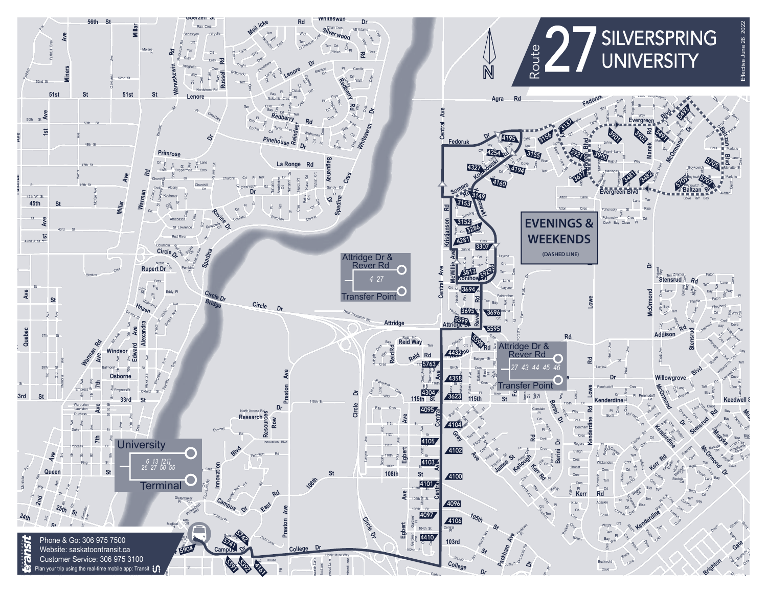# Route 27 SILVERSPRING UNIVERSITY

Effective June 26, 2022

**EVENINGS & WEEKENDS**

(DASHED LINE)

Attridge Dr & Rever Rd
4 27
Transfer Point

Attridge Dr & Rever Rd
27 43 44 45 46
Transfer Point

University
6 13 [21] 26 27 50 55
Terminal

Phone & Go: 306 975 7500
Website: saskatoontransit.ca
Customer Service: 306 975 3100
Plan your trip using the real-time mobile app: Transit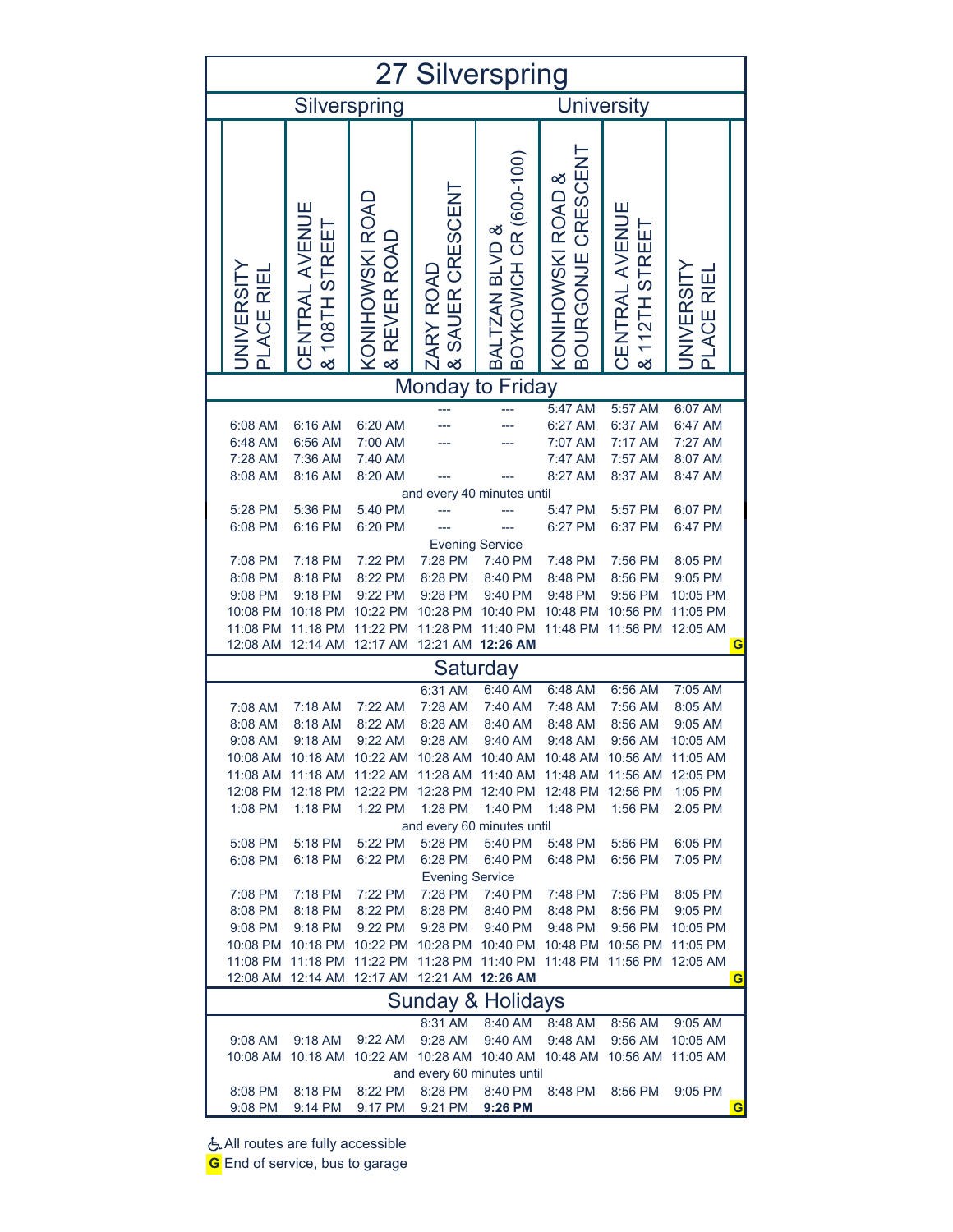# 27 Silverspring

| Silverspring | | | | | University | | |
|---|---|---|---|---|---|---|---|
| UNIVERSITY PLACE RIEL | CENTRAL AVENUE & 108TH STREET | KONIHOWSKI ROAD & REVER ROAD | ZARY ROAD & SAUER CRESCENT | BALTZAN BLVD & BOYKOWICH CR (600-100) | KONIHOWSKI ROAD & BOURGONJE CRESCENT | CENTRAL AVENUE & 112TH STREET | UNIVERSITY PLACE RIEL |
| **Monday to Friday** | | | | | | | |
| | | | --- | --- | 5:47 AM | 5:57 AM | 6:07 AM |
| 6:08 AM | 6:16 AM | 6:20 AM | --- | --- | 6:27 AM | 6:37 AM | 6:47 AM |
| 6:48 AM | 6:56 AM | 7:00 AM | --- | --- | 7:07 AM | 7:17 AM | 7:27 AM |
| 7:28 AM | 7:36 AM | 7:40 AM | | | 7:47 AM | 7:57 AM | 8:07 AM |
| 8:08 AM | 8:16 AM | 8:20 AM | --- | --- | 8:27 AM | 8:37 AM | 8:47 AM |
| and every 40 minutes until | | | | | | | |
| 5:28 PM | 5:36 PM | 5:40 PM | --- | --- | 5:47 PM | 5:57 PM | 6:07 PM |
| 6:08 PM | 6:16 PM | 6:20 PM | --- | --- | 6:27 PM | 6:37 PM | 6:47 PM |
| Evening Service | | | | | | | |
| 7:08 PM | 7:18 PM | 7:22 PM | 7:28 PM | 7:40 PM | 7:48 PM | 7:56 PM | 8:05 PM |
| 8:08 PM | 8:18 PM | 8:22 PM | 8:28 PM | 8:40 PM | 8:48 PM | 8:56 PM | 9:05 PM |
| 9:08 PM | 9:18 PM | 9:22 PM | 9:28 PM | 9:40 PM | 9:48 PM | 9:56 PM | 10:05 PM |
| 10:08 PM | 10:18 PM | 10:22 PM | 10:28 PM | 10:40 PM | 10:48 PM | 10:56 PM | 11:05 PM |
| 11:08 PM | 11:18 PM | 11:22 PM | 11:28 PM | 11:40 PM | 11:48 PM | 11:56 PM | 12:05 AM |
| 12:08 AM | 12:14 AM | 12:17 AM | 12:21 AM | **12:26 AM** | | | G |
| **Saturday** | | | | | | | |
| | | | 6:31 AM | 6:40 AM | 6:48 AM | 6:56 AM | 7:05 AM |
| 7:08 AM | 7:18 AM | 7:22 AM | 7:28 AM | 7:40 AM | 7:48 AM | 7:56 AM | 8:05 AM |
| 8:08 AM | 8:18 AM | 8:22 AM | 8:28 AM | 8:40 AM | 8:48 AM | 8:56 AM | 9:05 AM |
| 9:08 AM | 9:18 AM | 9:22 AM | 9:28 AM | 9:40 AM | 9:48 AM | 9:56 AM | 10:05 AM |
| 10:08 AM | 10:18 AM | 10:22 AM | 10:28 AM | 10:40 AM | 10:48 AM | 10:56 AM | 11:05 AM |
| 11:08 AM | 11:18 AM | 11:22 AM | 11:28 AM | 11:40 AM | 11:48 AM | 11:56 AM | 12:05 PM |
| 12:08 PM | 12:18 PM | 12:22 PM | 12:28 PM | 12:40 PM | 12:48 PM | 12:56 PM | 1:05 PM |
| 1:08 PM | 1:18 PM | 1:22 PM | 1:28 PM | 1:40 PM | 1:48 PM | 1:56 PM | 2:05 PM |
| and every 60 minutes until | | | | | | | |
| 5:08 PM | 5:18 PM | 5:22 PM | 5:28 PM | 5:40 PM | 5:48 PM | 5:56 PM | 6:05 PM |
| 6:08 PM | 6:18 PM | 6:22 PM | 6:28 PM | 6:40 PM | 6:48 PM | 6:56 PM | 7:05 PM |
| Evening Service | | | | | | | |
| 7:08 PM | 7:18 PM | 7:22 PM | 7:28 PM | 7:40 PM | 7:48 PM | 7:56 PM | 8:05 PM |
| 8:08 PM | 8:18 PM | 8:22 PM | 8:28 PM | 8:40 PM | 8:48 PM | 8:56 PM | 9:05 PM |
| 9:08 PM | 9:18 PM | 9:22 PM | 9:28 PM | 9:40 PM | 9:48 PM | 9:56 PM | 10:05 PM |
| 10:08 PM | 10:18 PM | 10:22 PM | 10:28 PM | 10:40 PM | 10:48 PM | 10:56 PM | 11:05 PM |
| 11:08 PM | 11:18 PM | 11:22 PM | 11:28 PM | 11:40 PM | 11:48 PM | 11:56 PM | 12:05 AM |
| 12:08 AM | 12:14 AM | 12:17 AM | 12:21 AM | **12:26 AM** | | | G |
| **Sunday & Holidays** | | | | | | | |
| | | | 8:31 AM | 8:40 AM | 8:48 AM | 8:56 AM | 9:05 AM |
| 9:08 AM | 9:18 AM | 9:22 AM | 9:28 AM | 9:40 AM | 9:48 AM | 9:56 AM | 10:05 AM |
| 10:08 AM | 10:18 AM | 10:22 AM | 10:28 AM | 10:40 AM | 10:48 AM | 10:56 AM | 11:05 AM |
| and every 60 minutes until | | | | | | | |
| 8:08 PM | 8:18 PM | 8:22 PM | 8:28 PM | 8:40 PM | 8:48 PM | 8:56 PM | 9:05 PM |
| 9:08 PM | 9:14 PM | 9:17 PM | 9:21 PM | **9:26 PM** | | | G |

♿ All routes are fully accessible

**G** End of service, bus to garage